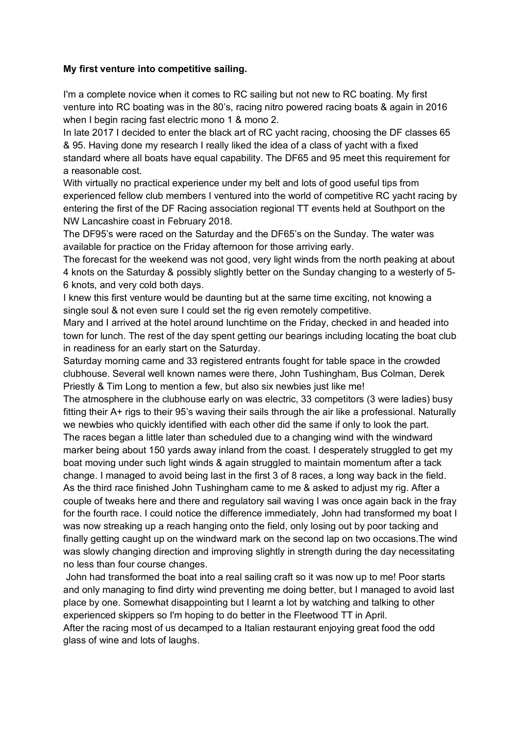**My first venture into competitive sailing.**

I'm a complete novice when it comes to RC sailing but not new to RC boating. My first venture into RC boating was in the 80's, racing nitro powered racing boats & again in 2016 when I begin racing fast electric mono 1 & mono 2.

In late 2017 I decided to enter the black art of RC yacht racing, choosing the DF classes 65 & 95. Having done my research I really liked the idea of a class of yacht with a fixed standard where all boats have equal capability. The DF65 and 95 meet this requirement for a reasonable cost.

With virtually no practical experience under my belt and lots of good useful tips from experienced fellow club members I ventured into the world of competitive RC yacht racing by entering the first of the DF Racing association regional TT events held at Southport on the NW Lancashire coast in February 2018.

The DF95's were raced on the Saturday and the DF65's on the Sunday. The water was available for practice on the Friday afternoon for those arriving early.

The forecast for the weekend was not good, very light winds from the north peaking at about 4 knots on the Saturday & possibly slightly better on the Sunday changing to a westerly of 5-6 knots, and very cold both days.

I knew this first venture would be daunting but at the same time exciting, not knowing a single soul & not even sure I could set the rig even remotely competitive.

Mary and I arrived at the hotel around lunchtime on the Friday, checked in and headed into town for lunch. The rest of the day spent getting our bearings including locating the boat club in readiness for an early start on the Saturday.

Saturday morning came and 33 registered entrants fought for table space in the crowded clubhouse. Several well known names were there, John Tushingham, Bus Colman, Derek Priestly & Tim Long to mention a few, but also six newbies just like me!

The atmosphere in the clubhouse early on was electric, 33 competitors (3 were ladies) busy fitting their A+ rigs to their 95's waving their sails through the air like a professional. Naturally we newbies who quickly identified with each other did the same if only to look the part.

The races began a little later than scheduled due to a changing wind with the windward marker being about 150 yards away inland from the coast. I desperately struggled to get my boat moving under such light winds & again struggled to maintain momentum after a tack change. I managed to avoid being last in the first 3 of 8 races, a long way back in the field. As the third race finished John Tushingham came to me & asked to adjust my rig. After a couple of tweaks here and there and regulatory sail waving I was once again back in the fray for the fourth race. I could notice the difference immediately, John had transformed my boat I was now streaking up a reach hanging onto the field, only losing out by poor tacking and finally getting caught up on the windward mark on the second lap on two occasions.The wind was slowly changing direction and improving slightly in strength during the day necessitating no less than four course changes.

John had transformed the boat into a real sailing craft so it was now up to me! Poor starts and only managing to find dirty wind preventing me doing better, but I managed to avoid last place by one. Somewhat disappointing but I learnt a lot by watching and talking to other experienced skippers so I'm hoping to do better in the Fleetwood TT in April.

After the racing most of us decamped to a Italian restaurant enjoying great food the odd glass of wine and lots of laughs.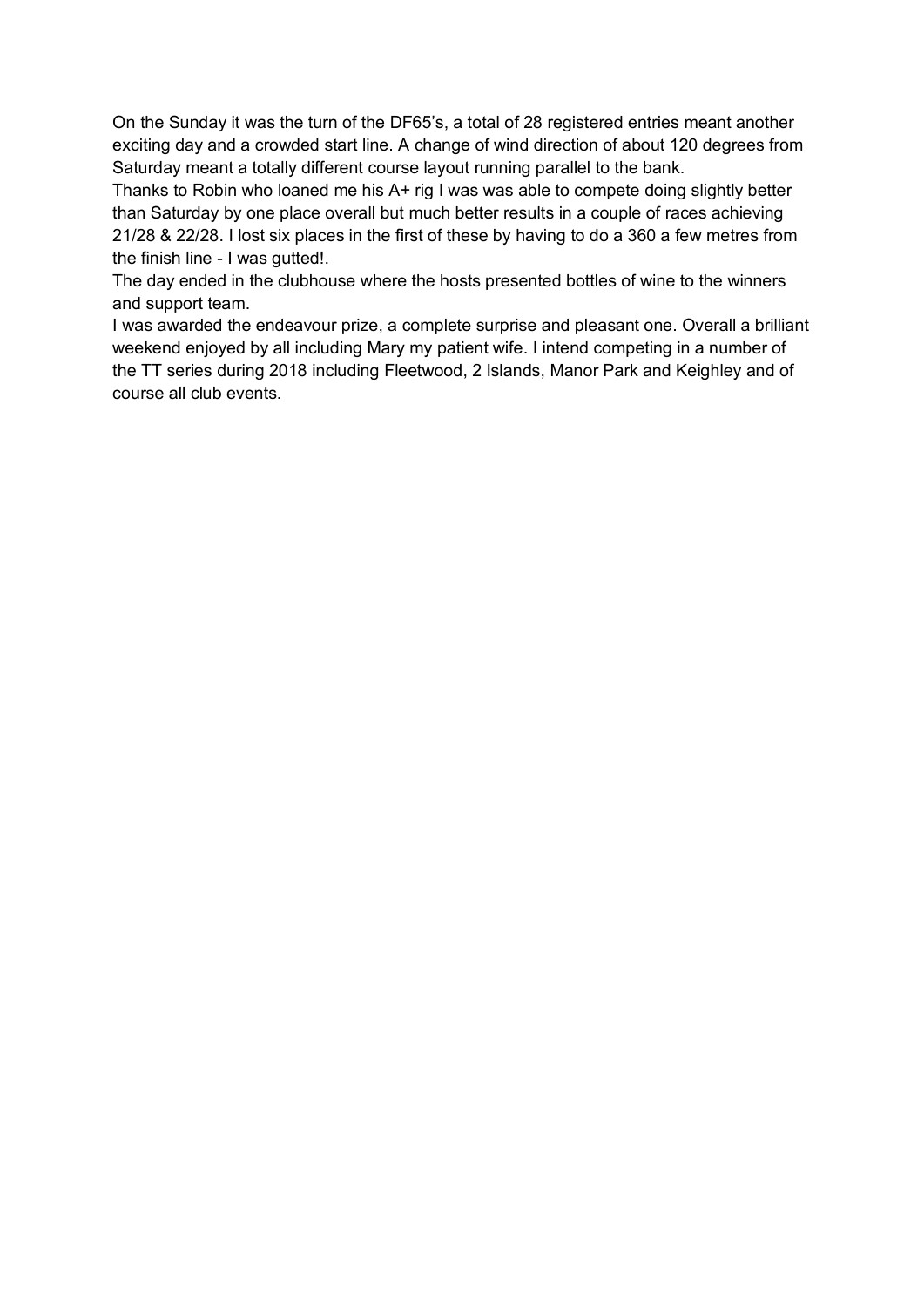On the Sunday it was the turn of the DF65's, a total of 28 registered entries meant another exciting day and a crowded start line. A change of wind direction of about 120 degrees from Saturday meant a totally different course layout running parallel to the bank.

Thanks to Robin who loaned me his A+ rig I was was able to compete doing slightly better than Saturday by one place overall but much better results in a couple of races achieving 21/28 & 22/28. I lost six places in the first of these by having to do a 360 a few metres from the finish line - I was gutted!.

The day ended in the clubhouse where the hosts presented bottles of wine to the winners and support team.

I was awarded the endeavour prize, a complete surprise and pleasant one. Overall a brilliant weekend enjoyed by all including Mary my patient wife. I intend competing in a number of the TT series during 2018 including Fleetwood, 2 Islands, Manor Park and Keighley and of course all club events.